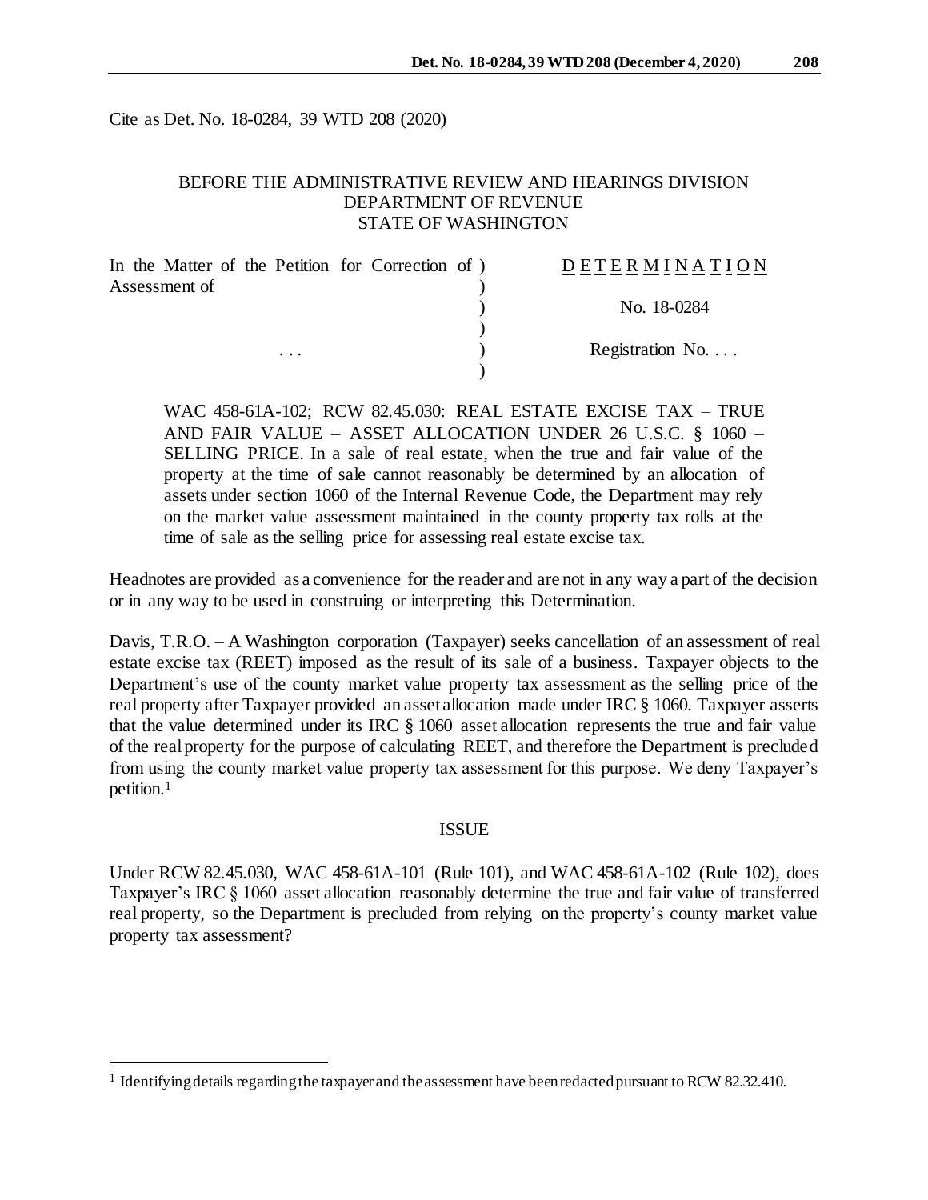Cite as Det. No. 18-0284, 39 WTD 208 (2020)

BEFORE THE ADMINISTRATIVE REVIEW AND HEARINGS DIVISION
DEPARTMENT OF REVENUE
STATE OF WASHINGTON

| | |
|---|---|
| In the Matter of the Petition for Correction of Assessment of | D E T E R M I N A T I O N |
| | No. 18-0284 |
| . . . | Registration No. . . . |

WAC 458-61A-102; RCW 82.45.030: REAL ESTATE EXCISE TAX – TRUE AND FAIR VALUE – ASSET ALLOCATION UNDER 26 U.S.C. § 1060 – SELLING PRICE. In a sale of real estate, when the true and fair value of the property at the time of sale cannot reasonably be determined by an allocation of assets under section 1060 of the Internal Revenue Code, the Department may rely on the market value assessment maintained in the county property tax rolls at the time of sale as the selling price for assessing real estate excise tax.

Headnotes are provided as a convenience for the reader and are not in any way a part of the decision or in any way to be used in construing or interpreting this Determination.

Davis, T.R.O. – A Washington corporation (Taxpayer) seeks cancellation of an assessment of real estate excise tax (REET) imposed as the result of its sale of a business. Taxpayer objects to the Department's use of the county market value property tax assessment as the selling price of the real property after Taxpayer provided an asset allocation made under IRC § 1060. Taxpayer asserts that the value determined under its IRC § 1060 asset allocation represents the true and fair value of the real property for the purpose of calculating REET, and therefore the Department is precluded from using the county market value property tax assessment for this purpose. We deny Taxpayer's petition.[1]

## ISSUE

Under RCW 82.45.030, WAC 458-61A-101 (Rule 101), and WAC 458-61A-102 (Rule 102), does Taxpayer's IRC § 1060 asset allocation reasonably determine the true and fair value of transferred real property, so the Department is precluded from relying on the property's county market value property tax assessment?

[1] Identifying details regarding the taxpayer and the assessment have been redacted pursuant to RCW 82.32.410.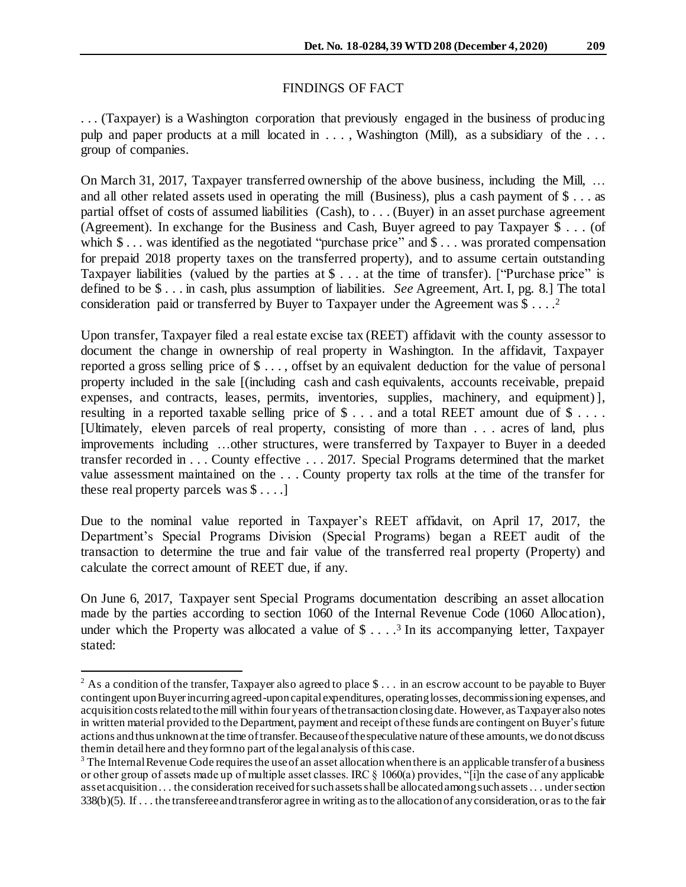## FINDINGS OF FACT

. . . (Taxpayer) is a Washington corporation that previously engaged in the business of producing pulp and paper products at a mill located in . . . , Washington (Mill), as a subsidiary of the . . . group of companies.

On March 31, 2017, Taxpayer transferred ownership of the above business, including the Mill, … and all other related assets used in operating the mill (Business), plus a cash payment of $ . . . as partial offset of costs of assumed liabilities (Cash), to . . . (Buyer) in an asset purchase agreement (Agreement). In exchange for the Business and Cash, Buyer agreed to pay Taxpayer $ . . . (of which $ . . . was identified as the negotiated "purchase price" and $ . . . was prorated compensation for prepaid 2018 property taxes on the transferred property), and to assume certain outstanding Taxpayer liabilities (valued by the parties at $ . . . at the time of transfer). ["Purchase price" is defined to be $ . . . in cash, plus assumption of liabilities. *See* Agreement, Art. I, pg. 8.] The total consideration paid or transferred by Buyer to Taxpayer under the Agreement was $ . . . .[2]

Upon transfer, Taxpayer filed a real estate excise tax (REET) affidavit with the county assessor to document the change in ownership of real property in Washington. In the affidavit, Taxpayer reported a gross selling price of $ . . . , offset by an equivalent deduction for the value of personal property included in the sale [(including cash and cash equivalents, accounts receivable, prepaid expenses, and contracts, leases, permits, inventories, supplies, machinery, and equipment)], resulting in a reported taxable selling price of $ . . . and a total REET amount due of $ . . . . [Ultimately, eleven parcels of real property, consisting of more than . . . acres of land, plus improvements including …other structures, were transferred by Taxpayer to Buyer in a deeded transfer recorded in . . . County effective . . . 2017. Special Programs determined that the market value assessment maintained on the . . . County property tax rolls at the time of the transfer for these real property parcels was $ . . . .]

Due to the nominal value reported in Taxpayer's REET affidavit, on April 17, 2017, the Department's Special Programs Division (Special Programs) began a REET audit of the transaction to determine the true and fair value of the transferred real property (Property) and calculate the correct amount of REET due, if any.

On June 6, 2017, Taxpayer sent Special Programs documentation describing an asset allocation made by the parties according to section 1060 of the Internal Revenue Code (1060 Allocation), under which the Property was allocated a value of $ . . . .[3] In its accompanying letter, Taxpayer stated:

---

[2] As a condition of the transfer, Taxpayer also agreed to place $ . . . in an escrow account to be payable to Buyer contingent upon Buyer incurring agreed-upon capital expenditures, operating losses, decommissioning expenses, and acquisition costs related to the mill within four years of the transaction closing date. However, as Taxpayer also notes in written material provided to the Department, payment and receipt of these funds are contingent on Buyer's future actions and thus unknown at the time of transfer. Because of the speculative nature of these amounts, we do not discuss them in detail here and they form no part of the legal analysis of this case.

[3] The Internal Revenue Code requires the use of an asset allocation when there is an applicable transfer of a business or other group of assets made up of multiple asset classes. IRC § 1060(a) provides, "[i]n the case of any applicable asset acquisition . . . the consideration received for such assets shall be allocated among such assets . . . under section 338(b)(5). If . . . the transferee and transferor agree in writing as to the allocation of any consideration, or as to the fair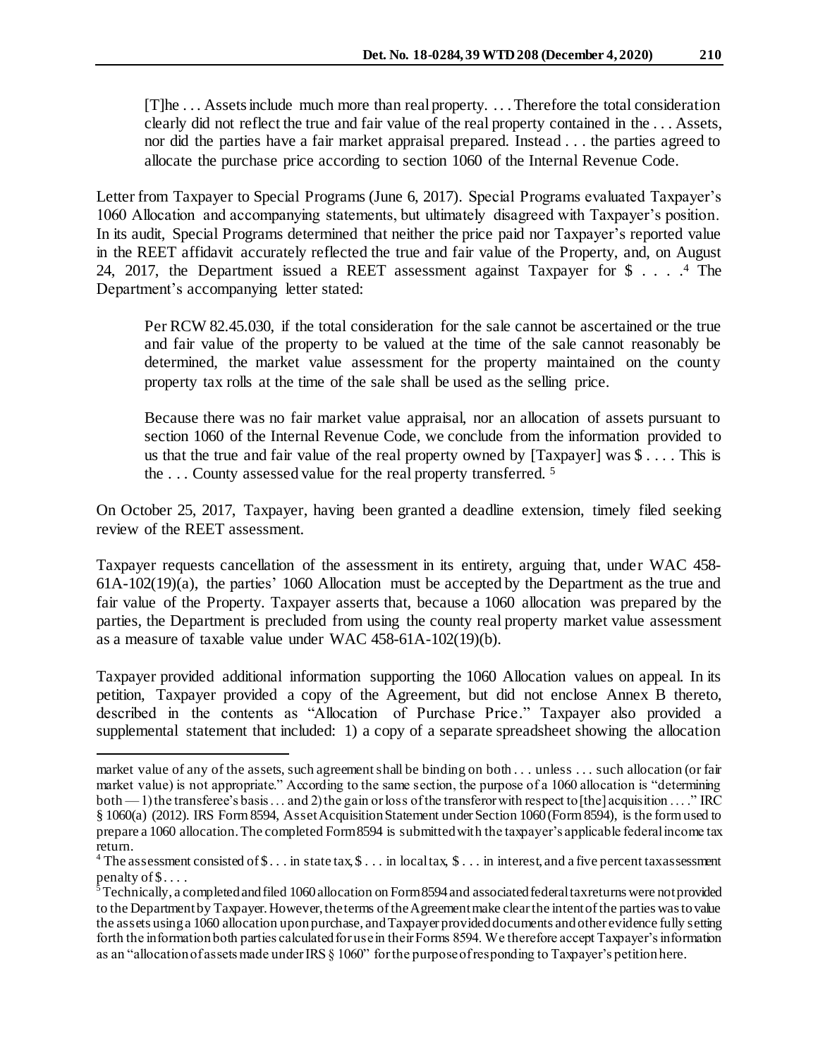> [T]he . . . Assets include much more than real property. . . . Therefore the total consideration clearly did not reflect the true and fair value of the real property contained in the . . . Assets, nor did the parties have a fair market appraisal prepared. Instead . . . the parties agreed to allocate the purchase price according to section 1060 of the Internal Revenue Code.

Letter from Taxpayer to Special Programs (June 6, 2017). Special Programs evaluated Taxpayer's 1060 Allocation and accompanying statements, but ultimately disagreed with Taxpayer's position. In its audit, Special Programs determined that neither the price paid nor Taxpayer's reported value in the REET affidavit accurately reflected the true and fair value of the Property, and, on August 24, 2017, the Department issued a REET assessment against Taxpayer for $ . . . .[4] The Department's accompanying letter stated:

> Per RCW 82.45.030, if the total consideration for the sale cannot be ascertained or the true and fair value of the property to be valued at the time of the sale cannot reasonably be determined, the market value assessment for the property maintained on the county property tax rolls at the time of the sale shall be used as the selling price.
>
> Because there was no fair market value appraisal, nor an allocation of assets pursuant to section 1060 of the Internal Revenue Code, we conclude from the information provided to us that the true and fair value of the real property owned by [Taxpayer] was $ . . . . This is the . . . County assessed value for the real property transferred. [5]

On October 25, 2017, Taxpayer, having been granted a deadline extension, timely filed seeking review of the REET assessment.

Taxpayer requests cancellation of the assessment in its entirety, arguing that, under WAC 458-61A-102(19)(a), the parties' 1060 Allocation must be accepted by the Department as the true and fair value of the Property. Taxpayer asserts that, because a 1060 allocation was prepared by the parties, the Department is precluded from using the county real property market value assessment as a measure of taxable value under WAC 458-61A-102(19)(b).

Taxpayer provided additional information supporting the 1060 Allocation values on appeal. In its petition, Taxpayer provided a copy of the Agreement, but did not enclose Annex B thereto, described in the contents as "Allocation of Purchase Price." Taxpayer also provided a supplemental statement that included: 1) a copy of a separate spreadsheet showing the allocation

---

market value of any of the assets, such agreement shall be binding on both . . . unless . . . such allocation (or fair market value) is not appropriate." According to the same section, the purpose of a 1060 allocation is "determining both — 1) the transferee's basis . . . and 2) the gain or loss of the transferor with respect to [the] acquisition . . . ." IRC § 1060(a) (2012). IRS Form 8594, Asset Acquisition Statement under Section 1060 (Form 8594), is the form used to prepare a 1060 allocation. The completed Form 8594 is submitted with the taxpayer's applicable federal income tax return.

[4] The assessment consisted of $ . . . in state tax, $ . . . in local tax, $ . . . in interest, and a five percent tax assessment penalty of $ . . . .

[5] Technically, a completed and filed 1060 allocation on Form 8594 and associated federal tax returns were not provided to the Department by Taxpayer. However, the terms of the Agreement make clear the intent of the parties was to value the assets using a 1060 allocation upon purchase, and Taxpayer provided documents and other evidence fully setting forth the information both parties calculated for use in their Forms 8594. We therefore accept Taxpayer's information as an "allocation of assets made under IRS § 1060" for the purpose of responding to Taxpayer's petition here.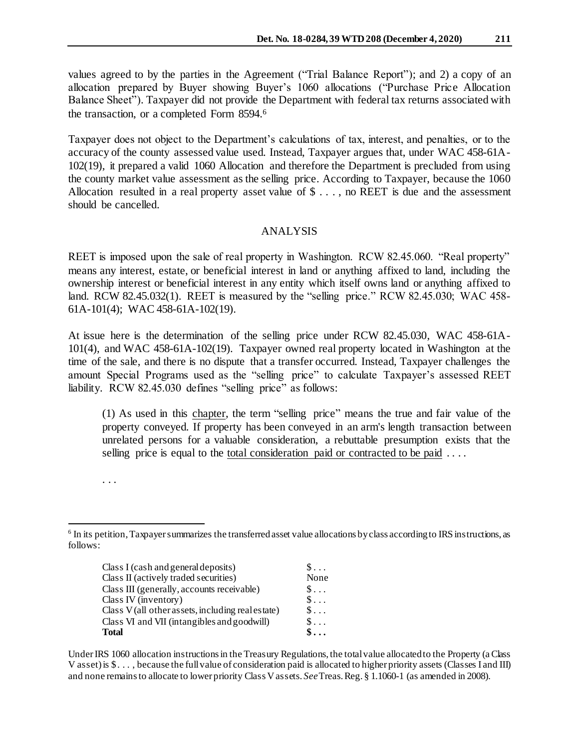values agreed to by the parties in the Agreement ("Trial Balance Report"); and 2) a copy of an allocation prepared by Buyer showing Buyer's 1060 allocations ("Purchase Price Allocation Balance Sheet"). Taxpayer did not provide the Department with federal tax returns associated with the transaction, or a completed Form 8594.[6]

Taxpayer does not object to the Department's calculations of tax, interest, and penalties, or to the accuracy of the county assessed value used. Instead, Taxpayer argues that, under WAC 458-61A-102(19), it prepared a valid 1060 Allocation and therefore the Department is precluded from using the county market value assessment as the selling price. According to Taxpayer, because the 1060 Allocation resulted in a real property asset value of $ . . . , no REET is due and the assessment should be cancelled.

## ANALYSIS

REET is imposed upon the sale of real property in Washington. RCW 82.45.060. "Real property" means any interest, estate, or beneficial interest in land or anything affixed to land, including the ownership interest or beneficial interest in any entity which itself owns land or anything affixed to land. RCW 82.45.032(1). REET is measured by the "selling price." RCW 82.45.030; WAC 458-61A-101(4); WAC 458-61A-102(19).

At issue here is the determination of the selling price under RCW 82.45.030, WAC 458-61A-101(4), and WAC 458-61A-102(19). Taxpayer owned real property located in Washington at the time of the sale, and there is no dispute that a transfer occurred. Instead, Taxpayer challenges the amount Special Programs used as the "selling price" to calculate Taxpayer's assessed REET liability. RCW 82.45.030 defines "selling price" as follows:

> (1) As used in this chapter, the term "selling price" means the true and fair value of the property conveyed. If property has been conveyed in an arm's length transaction between unrelated persons for a valuable consideration, a rebuttable presumption exists that the selling price is equal to the total consideration paid or contracted to be paid . . . .
>
> . . .

---

[6] In its petition, Taxpayer summarizes the transferred asset value allocations by class according to IRS instructions, as follows:

| | |
|---|---|
| Class I (cash and general deposits) | $ . . . |
| Class II (actively traded securities) | None |
| Class III (generally, accounts receivable) | $ . . . |
| Class IV (inventory) | $ . . . |
| Class V (all other assets, including real estate) | $ . . . |
| Class VI and VII (intangibles and goodwill) | $ . . . |
| **Total** | **$ . . .** |

Under IRS 1060 allocation instructions in the Treasury Regulations, the total value allocated to the Property (a Class V asset) is $ . . . , because the full value of consideration paid is allocated to higher priority assets (Classes I and III) and none remains to allocate to lower priority Class V assets. *See* Treas. Reg. § 1.1060-1 (as amended in 2008).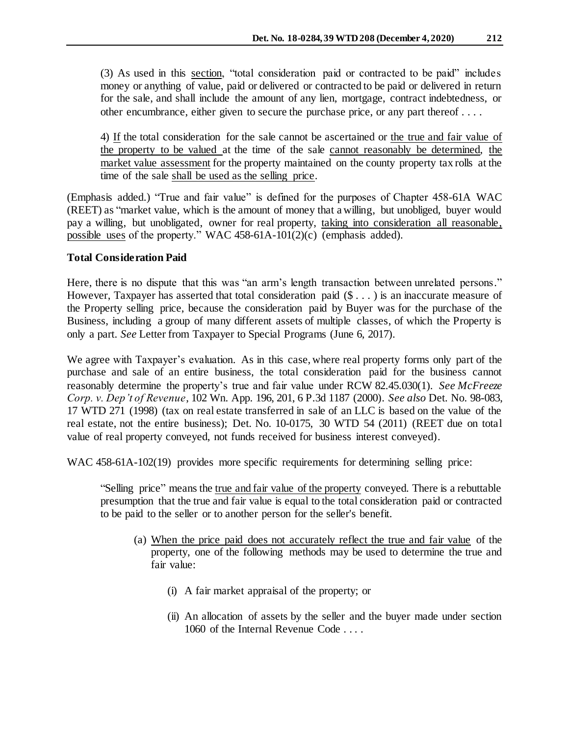> (3) As used in this <u>section</u>, "total consideration paid or contracted to be paid" includes money or anything of value, paid or delivered or contracted to be paid or delivered in return for the sale, and shall include the amount of any lien, mortgage, contract indebtedness, or other encumbrance, either given to secure the purchase price, or any part thereof . . . .
>
> 4) <u>If</u> the total consideration for the sale cannot be ascertained or <u>the true and fair value of the property to be valued</u> at the time of the sale <u>cannot reasonably be determined</u>, <u>the market value assessment</u> for the property maintained on the county property tax rolls at the time of the sale <u>shall be used as the selling price</u>.

(Emphasis added.) "True and fair value" is defined for the purposes of Chapter 458-61A WAC (REET) as "market value, which is the amount of money that a willing, but unobliged, buyer would pay a willing, but unobligated, owner for real property, <u>taking into consideration all reasonable, possible uses</u> of the property." WAC 458-61A-101(2)(c) (emphasis added).

**Total Consideration Paid**

Here, there is no dispute that this was "an arm's length transaction between unrelated persons." However, Taxpayer has asserted that total consideration paid ($ . . . ) is an inaccurate measure of the Property selling price, because the consideration paid by Buyer was for the purchase of the Business, including a group of many different assets of multiple classes, of which the Property is only a part. *See* Letter from Taxpayer to Special Programs (June 6, 2017).

We agree with Taxpayer's evaluation. As in this case, where real property forms only part of the purchase and sale of an entire business, the total consideration paid for the business cannot reasonably determine the property's true and fair value under RCW 82.45.030(1). *See McFreeze Corp. v. Dep't of Revenue*, 102 Wn. App. 196, 201, 6 P.3d 1187 (2000). *See also* Det. No. 98-083, 17 WTD 271 (1998) (tax on real estate transferred in sale of an LLC is based on the value of the real estate, not the entire business); Det. No. 10-0175, 30 WTD 54 (2011) (REET due on total value of real property conveyed, not funds received for business interest conveyed).

WAC 458-61A-102(19) provides more specific requirements for determining selling price:

> "Selling price" means the <u>true and fair value of the property</u> conveyed. There is a rebuttable presumption that the true and fair value is equal to the total consideration paid or contracted to be paid to the seller or to another person for the seller's benefit.
>
> (a) <u>When the price paid does not accurately reflect the true and fair value</u> of the property, one of the following methods may be used to determine the true and fair value:
>
> (i) A fair market appraisal of the property; or
>
> (ii) An allocation of assets by the seller and the buyer made under section 1060 of the Internal Revenue Code . . . .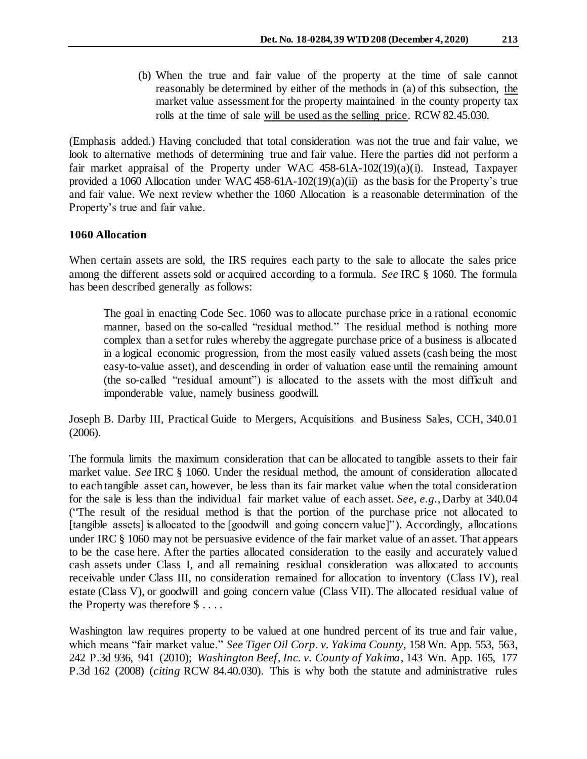(b) When the true and fair value of the property at the time of sale cannot reasonably be determined by either of the methods in (a) of this subsection, the market value assessment for the property maintained in the county property tax rolls at the time of sale will be used as the selling price. RCW 82.45.030.

(Emphasis added.) Having concluded that total consideration was not the true and fair value, we look to alternative methods of determining true and fair value. Here the parties did not perform a fair market appraisal of the Property under WAC 458-61A-102(19)(a)(i). Instead, Taxpayer provided a 1060 Allocation under WAC 458-61A-102(19)(a)(ii) as the basis for the Property's true and fair value. We next review whether the 1060 Allocation is a reasonable determination of the Property's true and fair value.

**1060 Allocation**

When certain assets are sold, the IRS requires each party to the sale to allocate the sales price among the different assets sold or acquired according to a formula. *See* IRC § 1060. The formula has been described generally as follows:

> The goal in enacting Code Sec. 1060 was to allocate purchase price in a rational economic manner, based on the so-called "residual method." The residual method is nothing more complex than a set for rules whereby the aggregate purchase price of a business is allocated in a logical economic progression, from the most easily valued assets (cash being the most easy-to-value asset), and descending in order of valuation ease until the remaining amount (the so-called "residual amount") is allocated to the assets with the most difficult and imponderable value, namely business goodwill.

Joseph B. Darby III, Practical Guide to Mergers, Acquisitions and Business Sales, CCH, 340.01 (2006).

The formula limits the maximum consideration that can be allocated to tangible assets to their fair market value. *See* IRC § 1060. Under the residual method, the amount of consideration allocated to each tangible asset can, however, be less than its fair market value when the total consideration for the sale is less than the individual fair market value of each asset. *See, e.g.*, Darby at 340.04 ("The result of the residual method is that the portion of the purchase price not allocated to [tangible assets] is allocated to the [goodwill and going concern value]"). Accordingly, allocations under IRC § 1060 may not be persuasive evidence of the fair market value of an asset. That appears to be the case here. After the parties allocated consideration to the easily and accurately valued cash assets under Class I, and all remaining residual consideration was allocated to accounts receivable under Class III, no consideration remained for allocation to inventory (Class IV), real estate (Class V), or goodwill and going concern value (Class VII). The allocated residual value of the Property was therefore $ . . . .

Washington law requires property to be valued at one hundred percent of its true and fair value, which means "fair market value." *See Tiger Oil Corp. v. Yakima County*, 158 Wn. App. 553, 563, 242 P.3d 936, 941 (2010); *Washington Beef, Inc. v. County of Yakima*, 143 Wn. App. 165, 177 P.3d 162 (2008) (*citing* RCW 84.40.030). This is why both the statute and administrative rules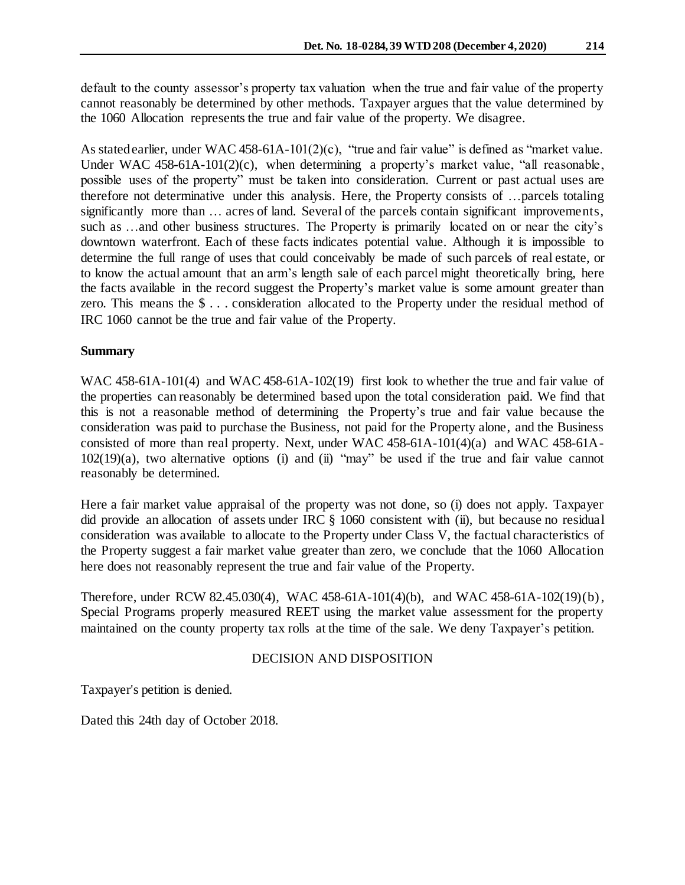default to the county assessor's property tax valuation when the true and fair value of the property cannot reasonably be determined by other methods. Taxpayer argues that the value determined by the 1060 Allocation represents the true and fair value of the property. We disagree.

As stated earlier, under WAC 458-61A-101(2)(c), "true and fair value" is defined as "market value. Under WAC 458-61A-101(2)(c), when determining a property's market value, "all reasonable, possible uses of the property" must be taken into consideration. Current or past actual uses are therefore not determinative under this analysis. Here, the Property consists of …parcels totaling significantly more than … acres of land. Several of the parcels contain significant improvements, such as …and other business structures. The Property is primarily located on or near the city's downtown waterfront. Each of these facts indicates potential value. Although it is impossible to determine the full range of uses that could conceivably be made of such parcels of real estate, or to know the actual amount that an arm's length sale of each parcel might theoretically bring, here the facts available in the record suggest the Property's market value is some amount greater than zero. This means the $ . . . consideration allocated to the Property under the residual method of IRC 1060 cannot be the true and fair value of the Property.

**Summary**

WAC 458-61A-101(4) and WAC 458-61A-102(19) first look to whether the true and fair value of the properties can reasonably be determined based upon the total consideration paid. We find that this is not a reasonable method of determining the Property's true and fair value because the consideration was paid to purchase the Business, not paid for the Property alone, and the Business consisted of more than real property. Next, under WAC 458-61A-101(4)(a) and WAC 458-61A-102(19)(a), two alternative options (i) and (ii) "may" be used if the true and fair value cannot reasonably be determined.

Here a fair market value appraisal of the property was not done, so (i) does not apply. Taxpayer did provide an allocation of assets under IRC § 1060 consistent with (ii), but because no residual consideration was available to allocate to the Property under Class V, the factual characteristics of the Property suggest a fair market value greater than zero, we conclude that the 1060 Allocation here does not reasonably represent the true and fair value of the Property.

Therefore, under RCW 82.45.030(4), WAC 458-61A-101(4)(b), and WAC 458-61A-102(19)(b), Special Programs properly measured REET using the market value assessment for the property maintained on the county property tax rolls at the time of the sale. We deny Taxpayer's petition.

## DECISION AND DISPOSITION

Taxpayer's petition is denied.

Dated this 24th day of October 2018.